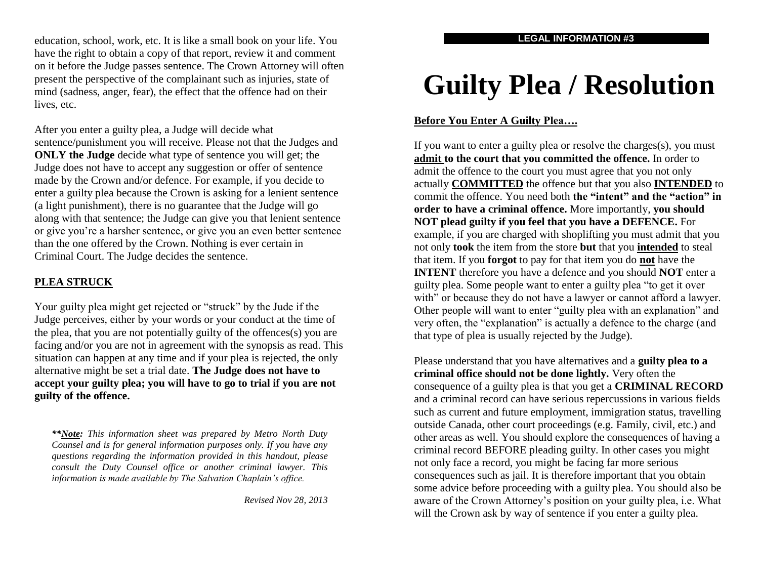education, school, work, etc. It is like a small book on your life. You have the right to obtain a copy of that report, review it and comment on it before the Judge passes sentence. The Crown Attorney will often present the perspective of the complainant such as injuries, state of mind (sadness, anger, fear), the effect that the offence had on their lives, etc.

After you enter a guilty plea, a Judge will decide what sentence/punishment you will receive. Please not that the Judges and **ONLY the Judge** decide what type of sentence you will get; the Judge does not have to accept any suggestion or offer of sentence made by the Crown and/or defence. For example, if you decide to enter a guilty plea because the Crown is asking for a lenient sentence (a light punishment), there is no guarantee that the Judge will go along with that sentence; the Judge can give you that lenient sentence or give you're a harsher sentence, or give you an even better sentence than the one offered by the Crown. Nothing is ever certain in Criminal Court. The Judge decides the sentence.

## PLEA STRUCK

Your guilty plea might get rejected or "struck" by the Jude if the Judge perceives, either by your words or your conduct at the time of the plea, that you are not potentially guilty of the offences(s) you are facing and/or you are not in agreement with the synopsis as read. This situation can happen at any time and if your plea is rejected, the only alternative might be set a trial date. **The Judge does not have to accept your guilty plea; you will have to go to trial if you are not guilty of the offence.**

***\*\*Note:** This information sheet was prepared by Metro North Duty Counsel and is for general information purposes only. If you have any questions regarding the information provided in this handout, please consult the Duty Counsel office or another criminal lawyer. This information is made available by The Salvation Chaplain's office.*

*Revised Nov 28, 2013*

**LEGAL INFORMATION #3**

# Guilty Plea / Resolution

## Before You Enter A Guilty Plea….

If you want to enter a guilty plea or resolve the charges(s), you must **admit to the court that you committed the offence.** In order to admit the offence to the court you must agree that you not only actually **COMMITTED** the offence but that you also **INTENDED** to commit the offence. You need both **the "intent" and the "action" in order to have a criminal offence.** More importantly, **you should NOT plead guilty if you feel that you have a DEFENCE.** For example, if you are charged with shoplifting you must admit that you not only **took** the item from the store **but** that you **intended** to steal that item. If you **forgot** to pay for that item you do **not** have the **INTENT** therefore you have a defence and you should **NOT** enter a guilty plea. Some people want to enter a guilty plea "to get it over with" or because they do not have a lawyer or cannot afford a lawyer. Other people will want to enter "guilty plea with an explanation" and very often, the "explanation" is actually a defence to the charge (and that type of plea is usually rejected by the Judge).

Please understand that you have alternatives and a **guilty plea to a criminal office should not be done lightly.** Very often the consequence of a guilty plea is that you get a **CRIMINAL RECORD** and a criminal record can have serious repercussions in various fields such as current and future employment, immigration status, travelling outside Canada, other court proceedings (e.g. Family, civil, etc.) and other areas as well. You should explore the consequences of having a criminal record BEFORE pleading guilty. In other cases you might not only face a record, you might be facing far more serious consequences such as jail. It is therefore important that you obtain some advice before proceeding with a guilty plea. You should also be aware of the Crown Attorney's position on your guilty plea, i.e. What will the Crown ask by way of sentence if you enter a guilty plea.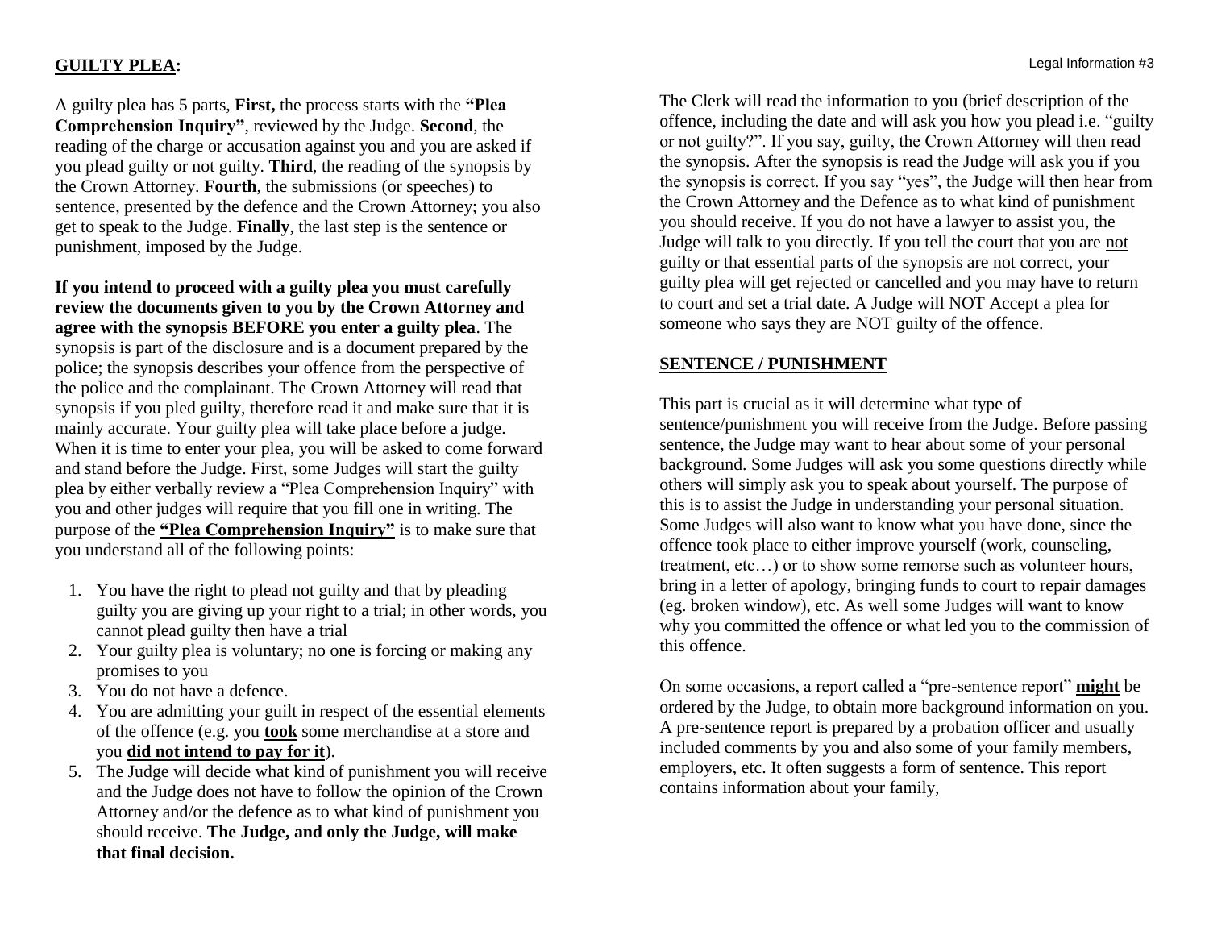## GUILTY PLEA:

A guilty plea has 5 parts, **First,** the process starts with the **"Plea Comprehension Inquiry"**, reviewed by the Judge. **Second**, the reading of the charge or accusation against you and you are asked if you plead guilty or not guilty. **Third**, the reading of the synopsis by the Crown Attorney. **Fourth**, the submissions (or speeches) to sentence, presented by the defence and the Crown Attorney; you also get to speak to the Judge. **Finally**, the last step is the sentence or punishment, imposed by the Judge.

**If you intend to proceed with a guilty plea you must carefully review the documents given to you by the Crown Attorney and agree with the synopsis BEFORE you enter a guilty plea**. The synopsis is part of the disclosure and is a document prepared by the police; the synopsis describes your offence from the perspective of the police and the complainant. The Crown Attorney will read that synopsis if you pled guilty, therefore read it and make sure that it is mainly accurate. Your guilty plea will take place before a judge. When it is time to enter your plea, you will be asked to come forward and stand before the Judge. First, some Judges will start the guilty plea by either verbally review a "Plea Comprehension Inquiry" with you and other judges will require that you fill one in writing. The purpose of the **"Plea Comprehension Inquiry"** is to make sure that you understand all of the following points:

1. You have the right to plead not guilty and that by pleading guilty you are giving up your right to a trial; in other words, you cannot plead guilty then have a trial
2. Your guilty plea is voluntary; no one is forcing or making any promises to you
3. You do not have a defence.
4. You are admitting your guilt in respect of the essential elements of the offence (e.g. you **took** some merchandise at a store and you **did not intend to pay for it**).
5. The Judge will decide what kind of punishment you will receive and the Judge does not have to follow the opinion of the Crown Attorney and/or the defence as to what kind of punishment you should receive. **The Judge, and only the Judge, will make that final decision.**

The Clerk will read the information to you (brief description of the offence, including the date and will ask you how you plead i.e. "guilty or not guilty?". If you say, guilty, the Crown Attorney will then read the synopsis. After the synopsis is read the Judge will ask you if you the synopsis is correct. If you say "yes", the Judge will then hear from the Crown Attorney and the Defence as to what kind of punishment you should receive. If you do not have a lawyer to assist you, the Judge will talk to you directly. If you tell the court that you are not guilty or that essential parts of the synopsis are not correct, your guilty plea will get rejected or cancelled and you may have to return to court and set a trial date. A Judge will NOT Accept a plea for someone who says they are NOT guilty of the offence.

## SENTENCE / PUNISHMENT

This part is crucial as it will determine what type of sentence/punishment you will receive from the Judge. Before passing sentence, the Judge may want to hear about some of your personal background. Some Judges will ask you some questions directly while others will simply ask you to speak about yourself. The purpose of this is to assist the Judge in understanding your personal situation. Some Judges will also want to know what you have done, since the offence took place to either improve yourself (work, counseling, treatment, etc…) or to show some remorse such as volunteer hours, bring in a letter of apology, bringing funds to court to repair damages (eg. broken window), etc. As well some Judges will want to know why you committed the offence or what led you to the commission of this offence.

On some occasions, a report called a "pre-sentence report" **might** be ordered by the Judge, to obtain more background information on you. A pre-sentence report is prepared by a probation officer and usually included comments by you and also some of your family members, employers, etc. It often suggests a form of sentence. This report contains information about your family,